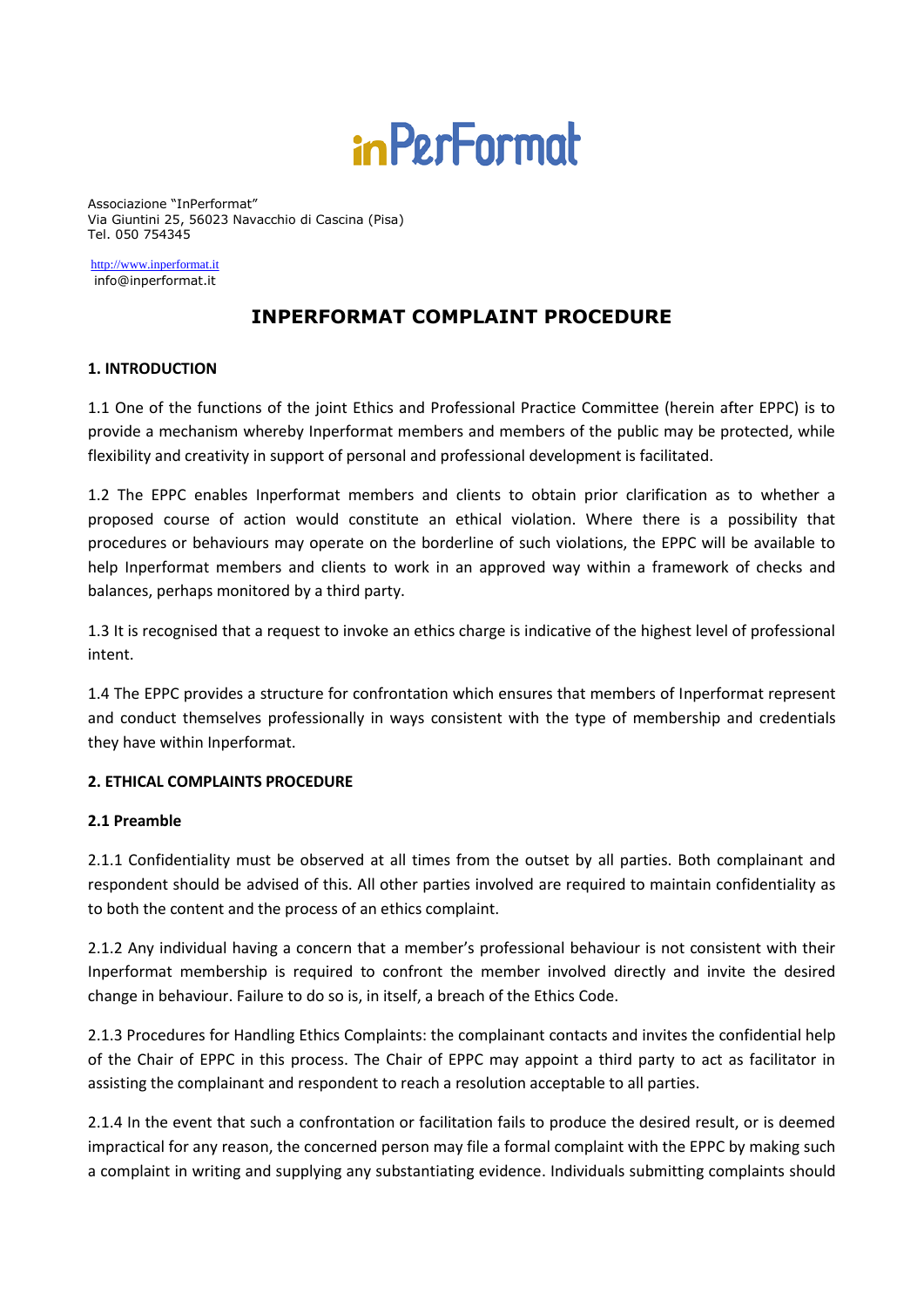# inPerFormat

Associazione "InPerformat"
Via Giuntini 25, 56023 Navacchio di Cascina (Pisa)
Tel. 050 754345

http://www.inperformat.it
info@inperformat.it

## INPERFORMAT COMPLAINT PROCEDURE

### 1. INTRODUCTION

1.1 One of the functions of the joint Ethics and Professional Practice Committee (herein after EPPC) is to provide a mechanism whereby Inperformat members and members of the public may be protected, while flexibility and creativity in support of personal and professional development is facilitated.

1.2 The EPPC enables Inperformat members and clients to obtain prior clarification as to whether a proposed course of action would constitute an ethical violation. Where there is a possibility that procedures or behaviours may operate on the borderline of such violations, the EPPC will be available to help Inperformat members and clients to work in an approved way within a framework of checks and balances, perhaps monitored by a third party.

1.3 It is recognised that a request to invoke an ethics charge is indicative of the highest level of professional intent.

1.4 The EPPC provides a structure for confrontation which ensures that members of Inperformat represent and conduct themselves professionally in ways consistent with the type of membership and credentials they have within Inperformat.

### 2. ETHICAL COMPLAINTS PROCEDURE

#### 2.1 Preamble

2.1.1 Confidentiality must be observed at all times from the outset by all parties. Both complainant and respondent should be advised of this. All other parties involved are required to maintain confidentiality as to both the content and the process of an ethics complaint.

2.1.2 Any individual having a concern that a member's professional behaviour is not consistent with their Inperformat membership is required to confront the member involved directly and invite the desired change in behaviour. Failure to do so is, in itself, a breach of the Ethics Code.

2.1.3 Procedures for Handling Ethics Complaints: the complainant contacts and invites the confidential help of the Chair of EPPC in this process. The Chair of EPPC may appoint a third party to act as facilitator in assisting the complainant and respondent to reach a resolution acceptable to all parties.

2.1.4 In the event that such a confrontation or facilitation fails to produce the desired result, or is deemed impractical for any reason, the concerned person may file a formal complaint with the EPPC by making such a complaint in writing and supplying any substantiating evidence. Individuals submitting complaints should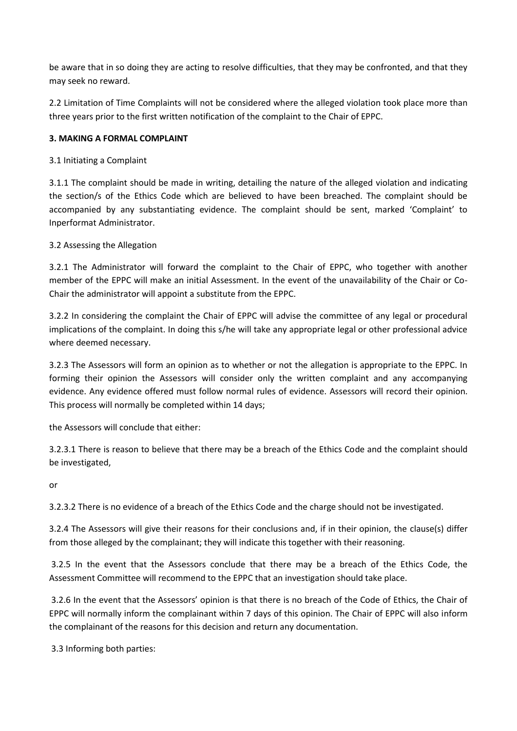be aware that in so doing they are acting to resolve difficulties, that they may be confronted, and that they may seek no reward.

2.2 Limitation of Time Complaints will not be considered where the alleged violation took place more than three years prior to the first written notification of the complaint to the Chair of EPPC.

**3. MAKING A FORMAL COMPLAINT**

3.1 Initiating a Complaint

3.1.1 The complaint should be made in writing, detailing the nature of the alleged violation and indicating the section/s of the Ethics Code which are believed to have been breached. The complaint should be accompanied by any substantiating evidence. The complaint should be sent, marked 'Complaint' to Inperformat Administrator.

3.2 Assessing the Allegation

3.2.1 The Administrator will forward the complaint to the Chair of EPPC, who together with another member of the EPPC will make an initial Assessment. In the event of the unavailability of the Chair or Co-Chair the administrator will appoint a substitute from the EPPC.

3.2.2 In considering the complaint the Chair of EPPC will advise the committee of any legal or procedural implications of the complaint. In doing this s/he will take any appropriate legal or other professional advice where deemed necessary.

3.2.3 The Assessors will form an opinion as to whether or not the allegation is appropriate to the EPPC. In forming their opinion the Assessors will consider only the written complaint and any accompanying evidence. Any evidence offered must follow normal rules of evidence. Assessors will record their opinion. This process will normally be completed within 14 days;

the Assessors will conclude that either:

3.2.3.1 There is reason to believe that there may be a breach of the Ethics Code and the complaint should be investigated,

or

3.2.3.2 There is no evidence of a breach of the Ethics Code and the charge should not be investigated.

3.2.4 The Assessors will give their reasons for their conclusions and, if in their opinion, the clause(s) differ from those alleged by the complainant; they will indicate this together with their reasoning.

3.2.5 In the event that the Assessors conclude that there may be a breach of the Ethics Code, the Assessment Committee will recommend to the EPPC that an investigation should take place.

3.2.6 In the event that the Assessors' opinion is that there is no breach of the Code of Ethics, the Chair of EPPC will normally inform the complainant within 7 days of this opinion. The Chair of EPPC will also inform the complainant of the reasons for this decision and return any documentation.

3.3 Informing both parties: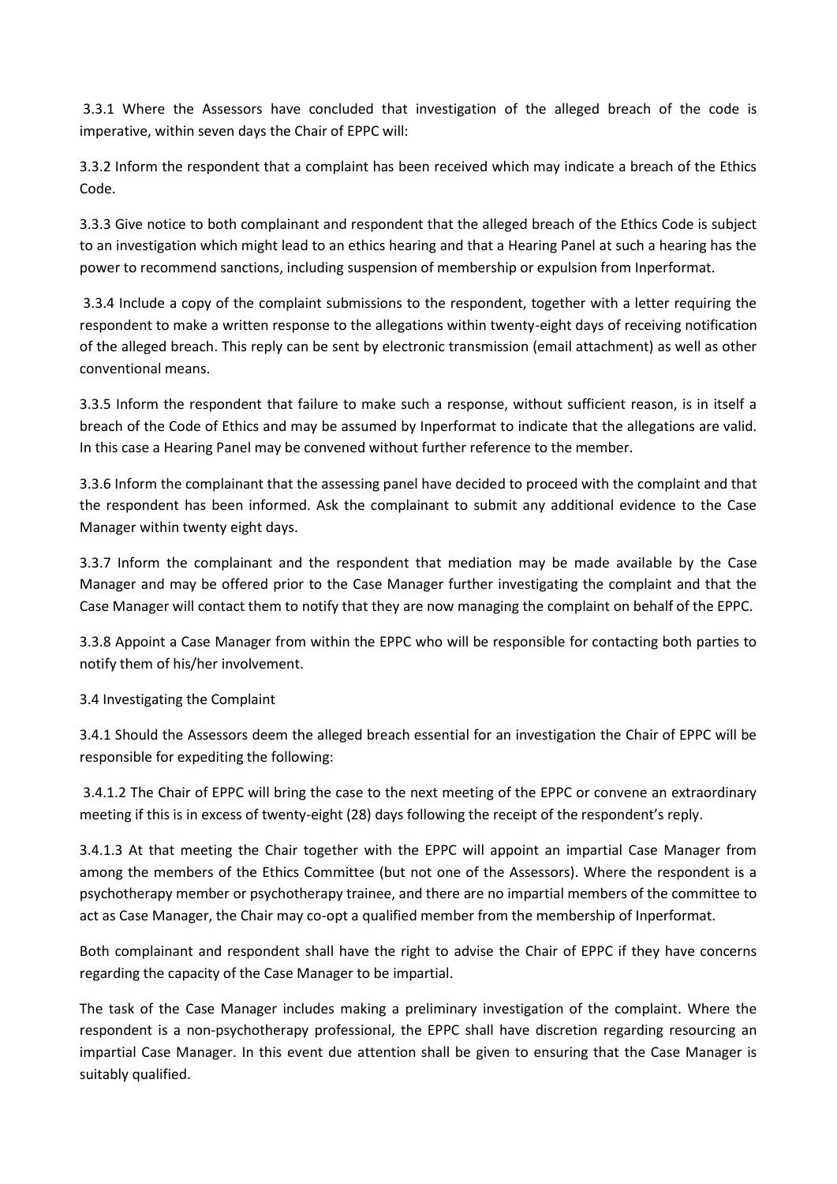3.3.1 Where the Assessors have concluded that investigation of the alleged breach of the code is imperative, within seven days the Chair of EPPC will:

3.3.2 Inform the respondent that a complaint has been received which may indicate a breach of the Ethics Code.

3.3.3 Give notice to both complainant and respondent that the alleged breach of the Ethics Code is subject to an investigation which might lead to an ethics hearing and that a Hearing Panel at such a hearing has the power to recommend sanctions, including suspension of membership or expulsion from Inperformat.

3.3.4 Include a copy of the complaint submissions to the respondent, together with a letter requiring the respondent to make a written response to the allegations within twenty-eight days of receiving notification of the alleged breach. This reply can be sent by electronic transmission (email attachment) as well as other conventional means.

3.3.5 Inform the respondent that failure to make such a response, without sufficient reason, is in itself a breach of the Code of Ethics and may be assumed by Inperformat to indicate that the allegations are valid. In this case a Hearing Panel may be convened without further reference to the member.

3.3.6 Inform the complainant that the assessing panel have decided to proceed with the complaint and that the respondent has been informed. Ask the complainant to submit any additional evidence to the Case Manager within twenty eight days.

3.3.7 Inform the complainant and the respondent that mediation may be made available by the Case Manager and may be offered prior to the Case Manager further investigating the complaint and that the Case Manager will contact them to notify that they are now managing the complaint on behalf of the EPPC.

3.3.8 Appoint a Case Manager from within the EPPC who will be responsible for contacting both parties to notify them of his/her involvement.

3.4 Investigating the Complaint

3.4.1 Should the Assessors deem the alleged breach essential for an investigation the Chair of EPPC will be responsible for expediting the following:

3.4.1.2 The Chair of EPPC will bring the case to the next meeting of the EPPC or convene an extraordinary meeting if this is in excess of twenty-eight (28) days following the receipt of the respondent's reply.

3.4.1.3 At that meeting the Chair together with the EPPC will appoint an impartial Case Manager from among the members of the Ethics Committee (but not one of the Assessors). Where the respondent is a psychotherapy member or psychotherapy trainee, and there are no impartial members of the committee to act as Case Manager, the Chair may co-opt a qualified member from the membership of Inperformat.

Both complainant and respondent shall have the right to advise the Chair of EPPC if they have concerns regarding the capacity of the Case Manager to be impartial.

The task of the Case Manager includes making a preliminary investigation of the complaint. Where the respondent is a non-psychotherapy professional, the EPPC shall have discretion regarding resourcing an impartial Case Manager. In this event due attention shall be given to ensuring that the Case Manager is suitably qualified.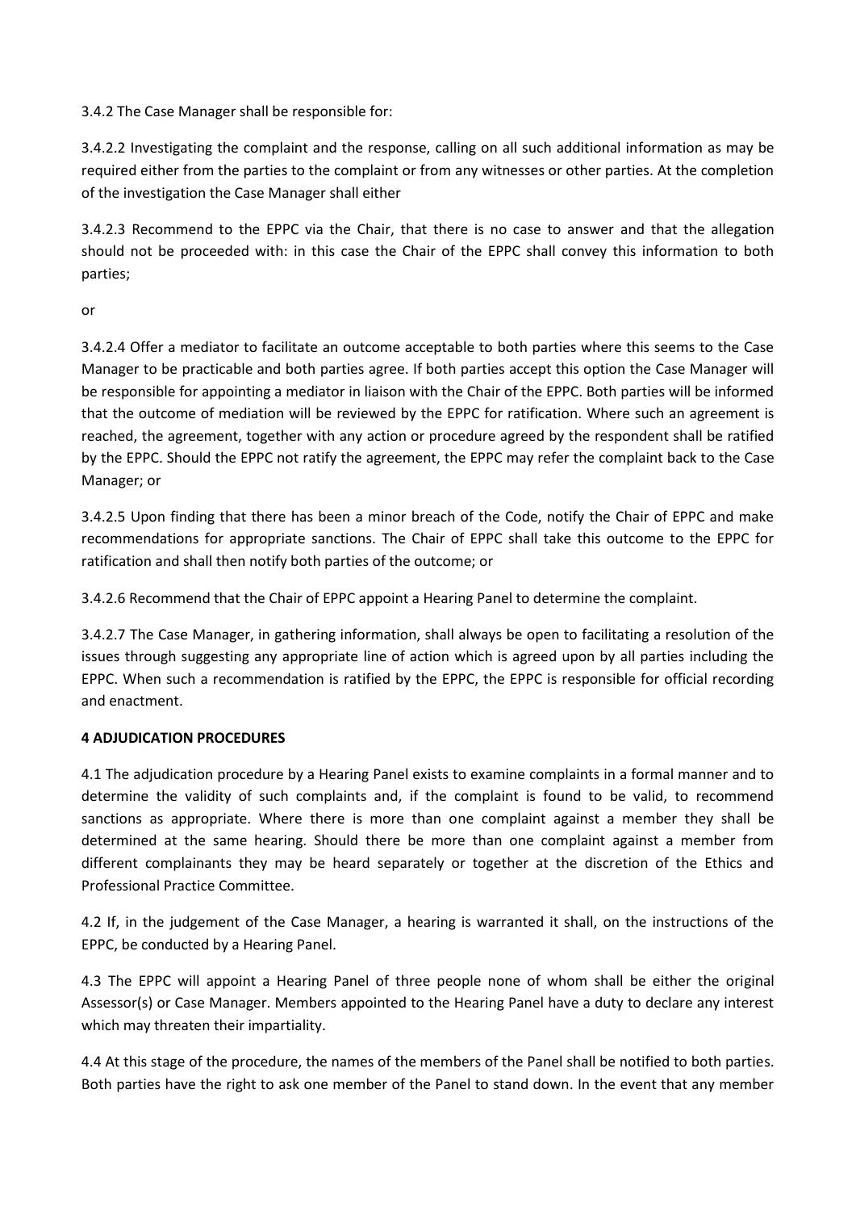3.4.2 The Case Manager shall be responsible for:

3.4.2.2 Investigating the complaint and the response, calling on all such additional information as may be required either from the parties to the complaint or from any witnesses or other parties. At the completion of the investigation the Case Manager shall either

3.4.2.3 Recommend to the EPPC via the Chair, that there is no case to answer and that the allegation should not be proceeded with: in this case the Chair of the EPPC shall convey this information to both parties;

or

3.4.2.4 Offer a mediator to facilitate an outcome acceptable to both parties where this seems to the Case Manager to be practicable and both parties agree. If both parties accept this option the Case Manager will be responsible for appointing a mediator in liaison with the Chair of the EPPC. Both parties will be informed that the outcome of mediation will be reviewed by the EPPC for ratification. Where such an agreement is reached, the agreement, together with any action or procedure agreed by the respondent shall be ratified by the EPPC. Should the EPPC not ratify the agreement, the EPPC may refer the complaint back to the Case Manager; or

3.4.2.5 Upon finding that there has been a minor breach of the Code, notify the Chair of EPPC and make recommendations for appropriate sanctions. The Chair of EPPC shall take this outcome to the EPPC for ratification and shall then notify both parties of the outcome; or

3.4.2.6 Recommend that the Chair of EPPC appoint a Hearing Panel to determine the complaint.

3.4.2.7 The Case Manager, in gathering information, shall always be open to facilitating a resolution of the issues through suggesting any appropriate line of action which is agreed upon by all parties including the EPPC. When such a recommendation is ratified by the EPPC, the EPPC is responsible for official recording and enactment.

**4 ADJUDICATION PROCEDURES**

4.1 The adjudication procedure by a Hearing Panel exists to examine complaints in a formal manner and to determine the validity of such complaints and, if the complaint is found to be valid, to recommend sanctions as appropriate. Where there is more than one complaint against a member they shall be determined at the same hearing. Should there be more than one complaint against a member from different complainants they may be heard separately or together at the discretion of the Ethics and Professional Practice Committee.

4.2 If, in the judgement of the Case Manager, a hearing is warranted it shall, on the instructions of the EPPC, be conducted by a Hearing Panel.

4.3 The EPPC will appoint a Hearing Panel of three people none of whom shall be either the original Assessor(s) or Case Manager. Members appointed to the Hearing Panel have a duty to declare any interest which may threaten their impartiality.

4.4 At this stage of the procedure, the names of the members of the Panel shall be notified to both parties. Both parties have the right to ask one member of the Panel to stand down. In the event that any member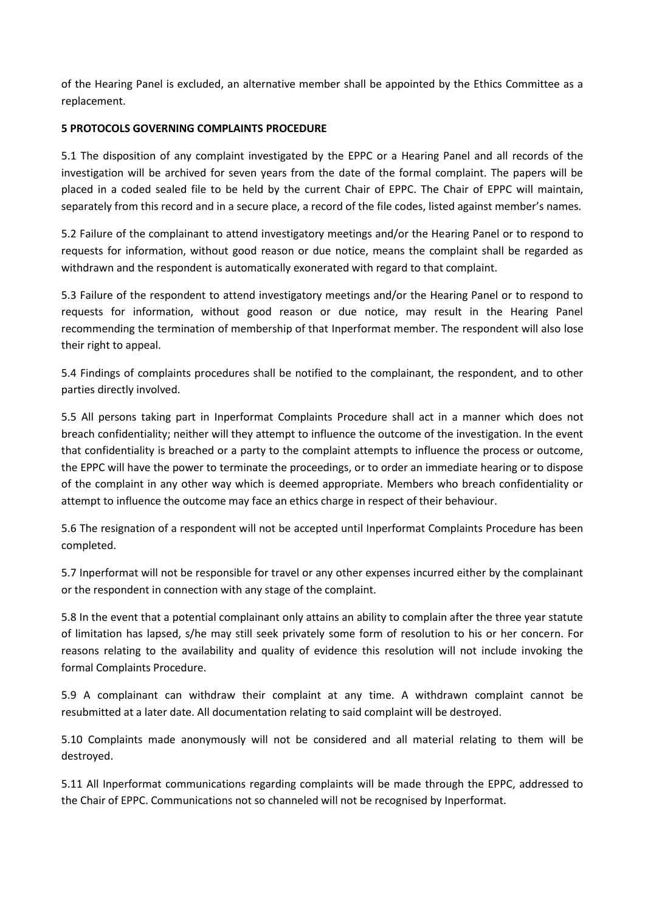of the Hearing Panel is excluded, an alternative member shall be appointed by the Ethics Committee as a replacement.

**5 PROTOCOLS GOVERNING COMPLAINTS PROCEDURE**

5.1 The disposition of any complaint investigated by the EPPC or a Hearing Panel and all records of the investigation will be archived for seven years from the date of the formal complaint. The papers will be placed in a coded sealed file to be held by the current Chair of EPPC. The Chair of EPPC will maintain, separately from this record and in a secure place, a record of the file codes, listed against member's names.

5.2 Failure of the complainant to attend investigatory meetings and/or the Hearing Panel or to respond to requests for information, without good reason or due notice, means the complaint shall be regarded as withdrawn and the respondent is automatically exonerated with regard to that complaint.

5.3 Failure of the respondent to attend investigatory meetings and/or the Hearing Panel or to respond to requests for information, without good reason or due notice, may result in the Hearing Panel recommending the termination of membership of that Inperformat member. The respondent will also lose their right to appeal.

5.4 Findings of complaints procedures shall be notified to the complainant, the respondent, and to other parties directly involved.

5.5 All persons taking part in Inperformat Complaints Procedure shall act in a manner which does not breach confidentiality; neither will they attempt to influence the outcome of the investigation. In the event that confidentiality is breached or a party to the complaint attempts to influence the process or outcome, the EPPC will have the power to terminate the proceedings, or to order an immediate hearing or to dispose of the complaint in any other way which is deemed appropriate. Members who breach confidentiality or attempt to influence the outcome may face an ethics charge in respect of their behaviour.

5.6 The resignation of a respondent will not be accepted until Inperformat Complaints Procedure has been completed.

5.7 Inperformat will not be responsible for travel or any other expenses incurred either by the complainant or the respondent in connection with any stage of the complaint.

5.8 In the event that a potential complainant only attains an ability to complain after the three year statute of limitation has lapsed, s/he may still seek privately some form of resolution to his or her concern. For reasons relating to the availability and quality of evidence this resolution will not include invoking the formal Complaints Procedure.

5.9 A complainant can withdraw their complaint at any time. A withdrawn complaint cannot be resubmitted at a later date. All documentation relating to said complaint will be destroyed.

5.10 Complaints made anonymously will not be considered and all material relating to them will be destroyed.

5.11 All Inperformat communications regarding complaints will be made through the EPPC, addressed to the Chair of EPPC. Communications not so channeled will not be recognised by Inperformat.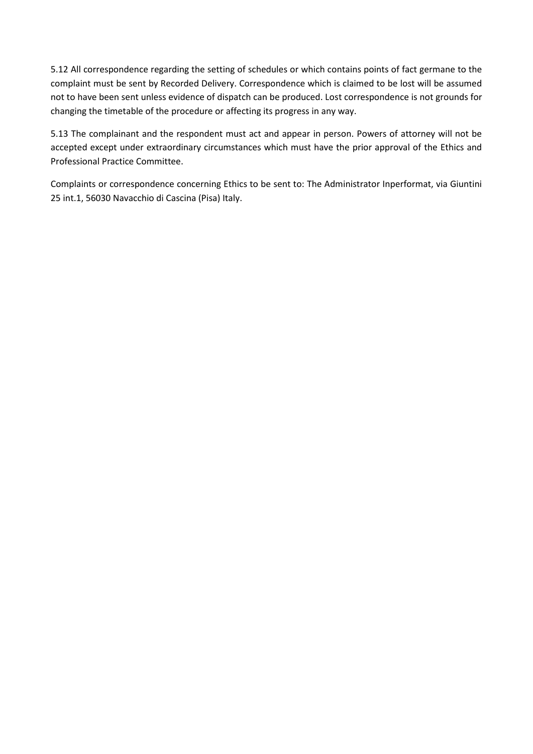5.12 All correspondence regarding the setting of schedules or which contains points of fact germane to the complaint must be sent by Recorded Delivery. Correspondence which is claimed to be lost will be assumed not to have been sent unless evidence of dispatch can be produced. Lost correspondence is not grounds for changing the timetable of the procedure or affecting its progress in any way.

5.13 The complainant and the respondent must act and appear in person. Powers of attorney will not be accepted except under extraordinary circumstances which must have the prior approval of the Ethics and Professional Practice Committee.

Complaints or correspondence concerning Ethics to be sent to: The Administrator Inperformat, via Giuntini 25 int.1, 56030 Navacchio di Cascina (Pisa) Italy.